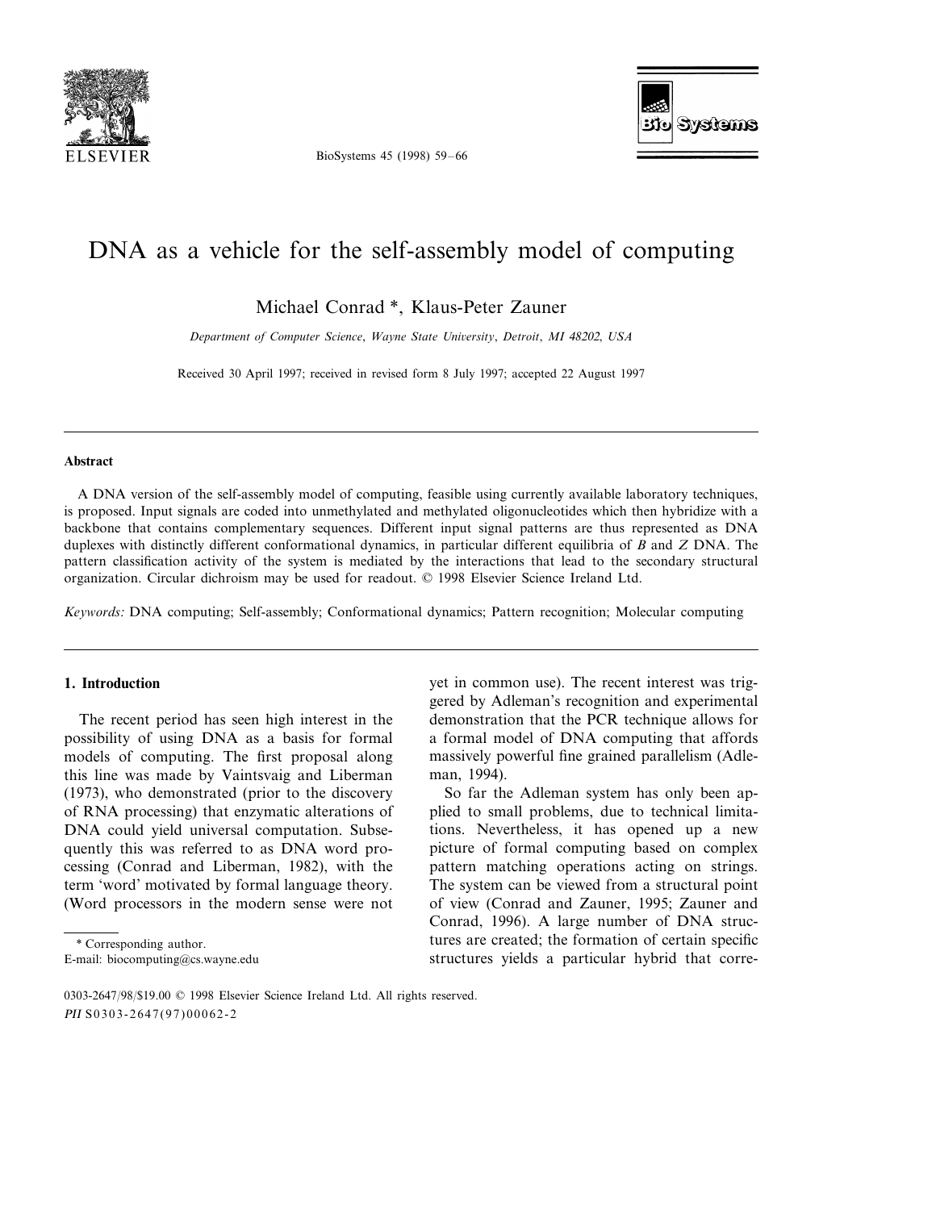# DNA as a vehicle for the self-assembly model of computing

Michael Conrad *, Klaus-Peter Zauner

*Department of Computer Science, Wayne State University, Detroit, MI 48202, USA*

Received 30 April 1997; received in revised form 8 July 1997; accepted 22 August 1997

## Abstract

A DNA version of the self-assembly model of computing, feasible using currently available laboratory techniques, is proposed. Input signals are coded into unmethylated and methylated oligonucleotides which then hybridize with a backbone that contains complementary sequences. Different input signal patterns are thus represented as DNA duplexes with distinctly different conformational dynamics, in particular different equilibria of *B* and *Z* DNA. The pattern classification activity of the system is mediated by the interactions that lead to the secondary structural organization. Circular dichroism may be used for readout. © 1998 Elsevier Science Ireland Ltd.

*Keywords:* DNA computing; Self-assembly; Conformational dynamics; Pattern recognition; Molecular computing

## 1. Introduction

The recent period has seen high interest in the possibility of using DNA as a basis for formal models of computing. The first proposal along this line was made by Vaintsvaig and Liberman (1973), who demonstrated (prior to the discovery of RNA processing) that enzymatic alterations of DNA could yield universal computation. Subsequently this was referred to as DNA word processing (Conrad and Liberman, 1982), with the term 'word' motivated by formal language theory. (Word processors in the modern sense were not yet in common use). The recent interest was triggered by Adleman's recognition and experimental demonstration that the PCR technique allows for a formal model of DNA computing that affords massively powerful fine grained parallelism (Adleman, 1994).

So far the Adleman system has only been applied to small problems, due to technical limitations. Nevertheless, it has opened up a new picture of formal computing based on complex pattern matching operations acting on strings. The system can be viewed from a structural point of view (Conrad and Zauner, 1995; Zauner and Conrad, 1996). A large number of DNA structures are created; the formation of certain specific structures yields a particular hybrid that corre-

\* Corresponding author.
E-mail: biocomputing@cs.wayne.edu

0303-2647/98/$19.00 © 1998 Elsevier Science Ireland Ltd. All rights reserved.
*PII* S0303-2647(97)00062-2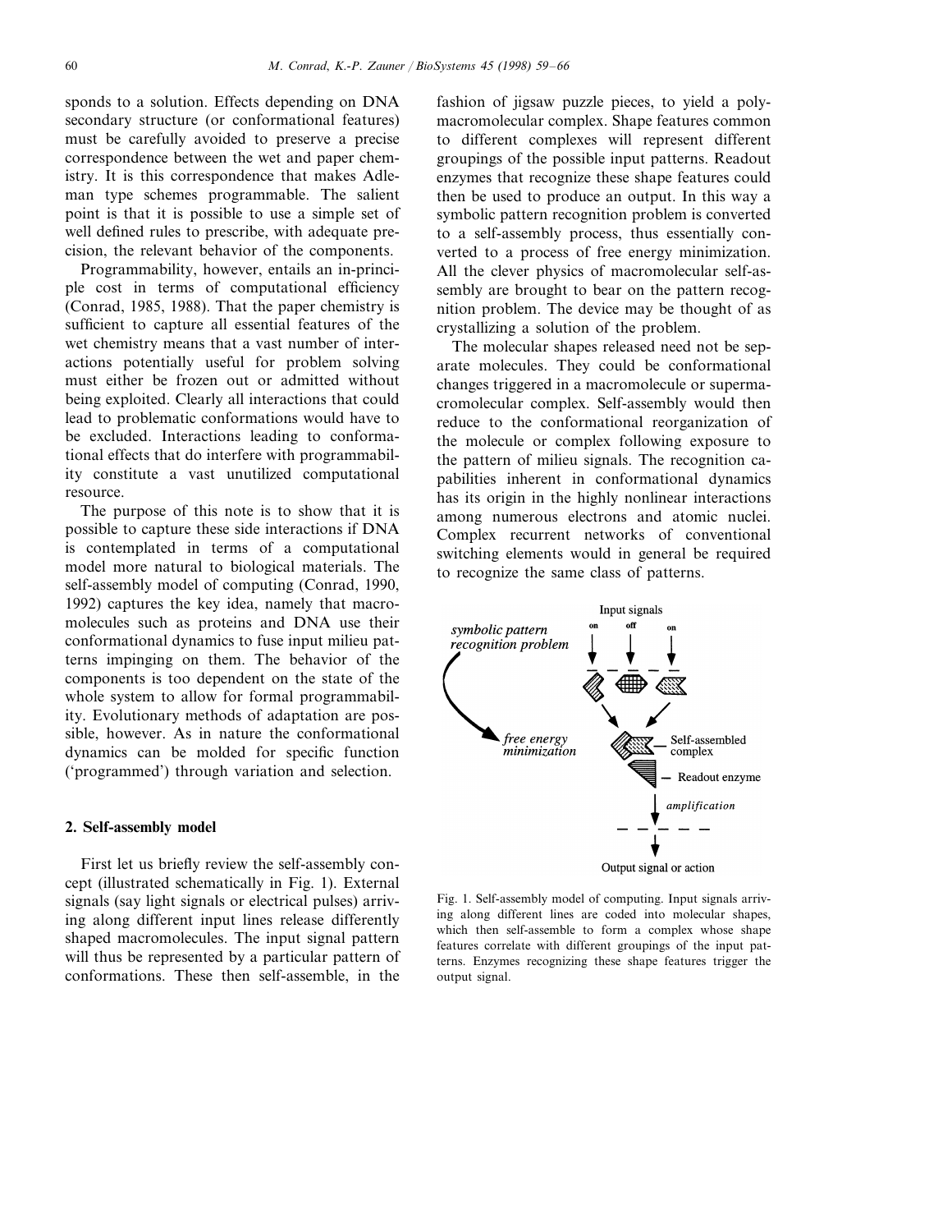sponds to a solution. Effects depending on DNA secondary structure (or conformational features) must be carefully avoided to preserve a precise correspondence between the wet and paper chemistry. It is this correspondence that makes Adleman type schemes programmable. The salient point is that it is possible to use a simple set of well defined rules to prescribe, with adequate precision, the relevant behavior of the components.

Programmability, however, entails an in-principle cost in terms of computational efficiency (Conrad, 1985, 1988). That the paper chemistry is sufficient to capture all essential features of the wet chemistry means that a vast number of interactions potentially useful for problem solving must either be frozen out or admitted without being exploited. Clearly all interactions that could lead to problematic conformations would have to be excluded. Interactions leading to conformational effects that do interfere with programmability constitute a vast unutilized computational resource.

The purpose of this note is to show that it is possible to capture these side interactions if DNA is contemplated in terms of a computational model more natural to biological materials. The self-assembly model of computing (Conrad, 1990, 1992) captures the key idea, namely that macromolecules such as proteins and DNA use their conformational dynamics to fuse input milieu patterns impinging on them. The behavior of the components is too dependent on the state of the whole system to allow for formal programmability. Evolutionary methods of adaptation are possible, however. As in nature the conformational dynamics can be molded for specific function ('programmed') through variation and selection.

## 2. Self-assembly model

First let us briefly review the self-assembly concept (illustrated schematically in Fig. 1). External signals (say light signals or electrical pulses) arriving along different input lines release differently shaped macromolecules. The input signal pattern will thus be represented by a particular pattern of conformations. These then self-assemble, in the fashion of jigsaw puzzle pieces, to yield a polymacromolecular complex. Shape features common to different complexes will represent different groupings of the possible input patterns. Readout enzymes that recognize these shape features could then be used to produce an output. In this way a symbolic pattern recognition problem is converted to a self-assembly process, thus essentially converted to a process of free energy minimization. All the clever physics of macromolecular self-assembly are brought to bear on the pattern recognition problem. The device may be thought of as crystallizing a solution of the problem.

The molecular shapes released need not be separate molecules. They could be conformational changes triggered in a macromolecule or supermacromolecular complex. Self-assembly would then reduce to the conformational reorganization of the molecule or complex following exposure to the pattern of milieu signals. The recognition capabilities inherent in conformational dynamics has its origin in the highly nonlinear interactions among numerous electrons and atomic nuclei. Complex recurrent networks of conventional switching elements would in general be required to recognize the same class of patterns.

Input signals
on
off
on
symbolic pattern recognition problem
free energy minimization
Self-assembled complex
Readout enzyme
amplification
Output signal or action

Fig. 1. Self-assembly model of computing. Input signals arriving along different lines are coded into molecular shapes, which then self-assemble to form a complex whose shape features correlate with different groupings of the input patterns. Enzymes recognizing these shape features trigger the output signal.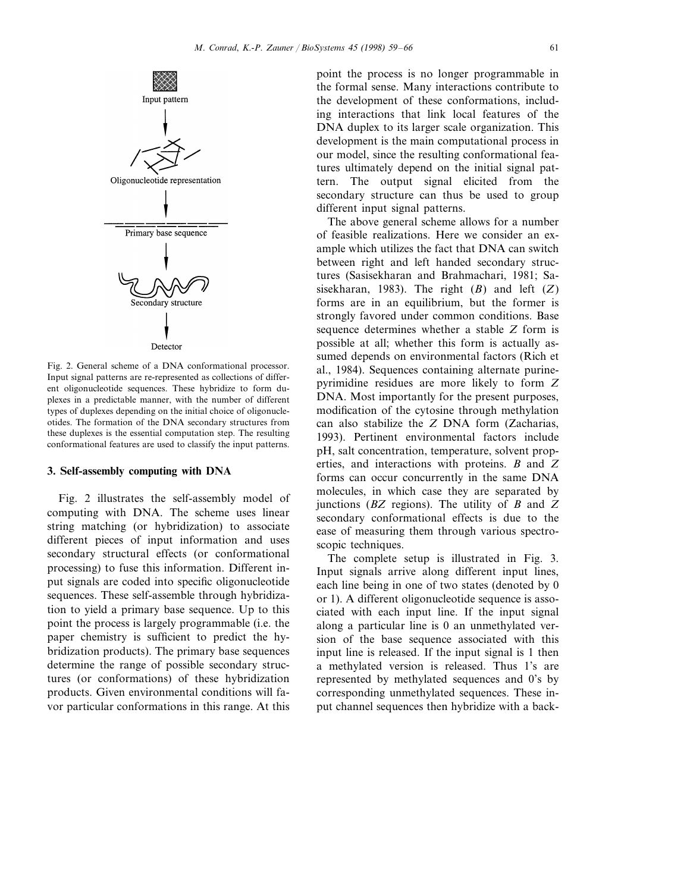Input pattern

Oligonucleotide representation

Primary base sequence

Secondary structure

Detector

Fig. 2. General scheme of a DNA conformational processor. Input signal patterns are re-represented as collections of different oligonucleotide sequences. These hybridize to form duplexes in a predictable manner, with the number of different types of duplexes depending on the initial choice of oligonucleotides. The formation of the DNA secondary structures from these duplexes is the essential computation step. The resulting conformational features are used to classify the input patterns.

## 3. Self-assembly computing with DNA

Fig. 2 illustrates the self-assembly model of computing with DNA. The scheme uses linear string matching (or hybridization) to associate different pieces of input information and uses secondary structural effects (or conformational processing) to fuse this information. Different input signals are coded into specific oligonucleotide sequences. These self-assemble through hybridization to yield a primary base sequence. Up to this point the process is largely programmable (i.e. the paper chemistry is sufficient to predict the hybridization products). The primary base sequences determine the range of possible secondary structures (or conformations) of these hybridization products. Given environmental conditions will favor particular conformations in this range. At this point the process is no longer programmable in the formal sense. Many interactions contribute to the development of these conformations, including interactions that link local features of the DNA duplex to its larger scale organization. This development is the main computational process in our model, since the resulting conformational features ultimately depend on the initial signal pattern. The output signal elicited from the secondary structure can thus be used to group different input signal patterns.

The above general scheme allows for a number of feasible realizations. Here we consider an example which utilizes the fact that DNA can switch between right and left handed secondary structures (Sasisekharan and Brahmachari, 1981; Sasisekharan, 1983). The right (*B*) and left (*Z*) forms are in an equilibrium, but the former is strongly favored under common conditions. Base sequence determines whether a stable *Z* form is possible at all; whether this form is actually assumed depends on environmental factors (Rich et al., 1984). Sequences containing alternate purine-pyrimidine residues are more likely to form *Z* DNA. Most importantly for the present purposes, modification of the cytosine through methylation can also stabilize the *Z* DNA form (Zacharias, 1993). Pertinent environmental factors include pH, salt concentration, temperature, solvent properties, and interactions with proteins. *B* and *Z* forms can occur concurrently in the same DNA molecules, in which case they are separated by junctions (*BZ* regions). The utility of *B* and *Z* secondary conformational effects is due to the ease of measuring them through various spectroscopic techniques.

The complete setup is illustrated in Fig. 3. Input signals arrive along different input lines, each line being in one of two states (denoted by 0 or 1). A different oligonucleotide sequence is associated with each input line. If the input signal along a particular line is 0 an unmethylated version of the base sequence associated with this input line is released. If the input signal is 1 then a methylated version is released. Thus 1's are represented by methylated sequences and 0's by corresponding unmethylated sequences. These input channel sequences then hybridize with a back-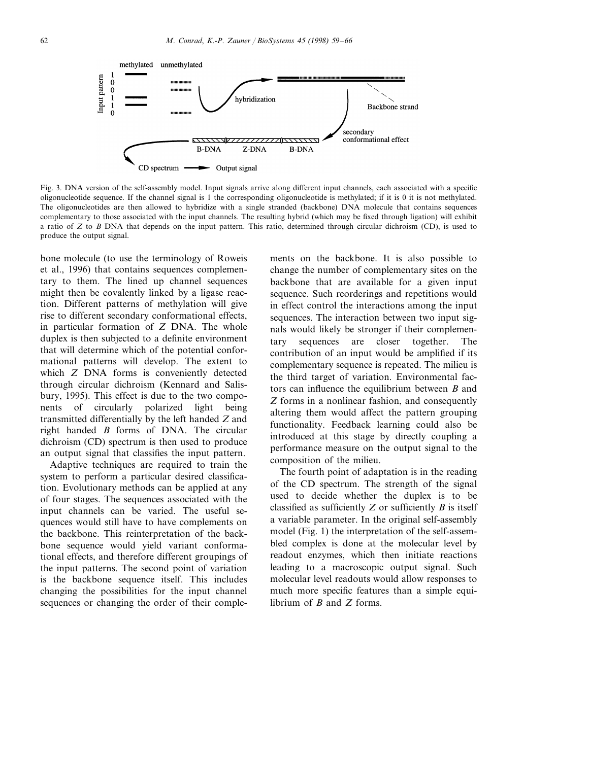Fig. 3. DNA version of the self-assembly model. Input signals arrive along different input channels, each associated with a specific oligonucleotide sequence. If the channel signal is 1 the corresponding oligonucleotide is methylated; if it is 0 it is not methylated. The oligonucleotides are then allowed to hybridize with a single stranded (backbone) DNA molecule that contains sequences complementary to those associated with the input channels. The resulting hybrid (which may be fixed through ligation) will exhibit a ratio of $Z$ to $B$ DNA that depends on the input pattern. This ratio, determined through circular dichroism (CD), is used to produce the output signal.

bone molecule (to use the terminology of Roweis et al., 1996) that contains sequences complementary to them. The lined up channel sequences might then be covalently linked by a ligase reaction. Different patterns of methylation will give rise to different secondary conformational effects, in particular formation of $Z$ DNA. The whole duplex is then subjected to a definite environment that will determine which of the potential conformational patterns will develop. The extent to which $Z$ DNA forms is conveniently detected through circular dichroism (Kennard and Salisbury, 1995). This effect is due to the two components of circularly polarized light being transmitted differentially by the left handed $Z$ and right handed $B$ forms of DNA. The circular dichroism (CD) spectrum is then used to produce an output signal that classifies the input pattern.

Adaptive techniques are required to train the system to perform a particular desired classification. Evolutionary methods can be applied at any of four stages. The sequences associated with the input channels can be varied. The useful sequences would still have to have complements on the backbone. This reinterpretation of the backbone sequence would yield variant conformational effects, and therefore different groupings of the input patterns. The second point of variation is the backbone sequence itself. This includes changing the possibilities for the input channel sequences or changing the order of their complements on the backbone. It is also possible to change the number of complementary sites on the backbone that are available for a given input sequence. Such reorderings and repetitions would in effect control the interactions among the input sequences. The interaction between two input signals would likely be stronger if their complementary sequences are closer together. The contribution of an input would be amplified if its complementary sequence is repeated. The milieu is the third target of variation. Environmental factors can influence the equilibrium between $B$ and $Z$ forms in a nonlinear fashion, and consequently altering them would affect the pattern grouping functionality. Feedback learning could also be introduced at this stage by directly coupling a performance measure on the output signal to the composition of the milieu.

The fourth point of adaptation is in the reading of the CD spectrum. The strength of the signal used to decide whether the duplex is to be classified as sufficiently $Z$ or sufficiently $B$ is itself a variable parameter. In the original self-assembly model (Fig. 1) the interpretation of the self-assembled complex is done at the molecular level by readout enzymes, which then initiate reactions leading to a macroscopic output signal. Such molecular level readouts would allow responses to much more specific features than a simple equilibrium of $B$ and $Z$ forms.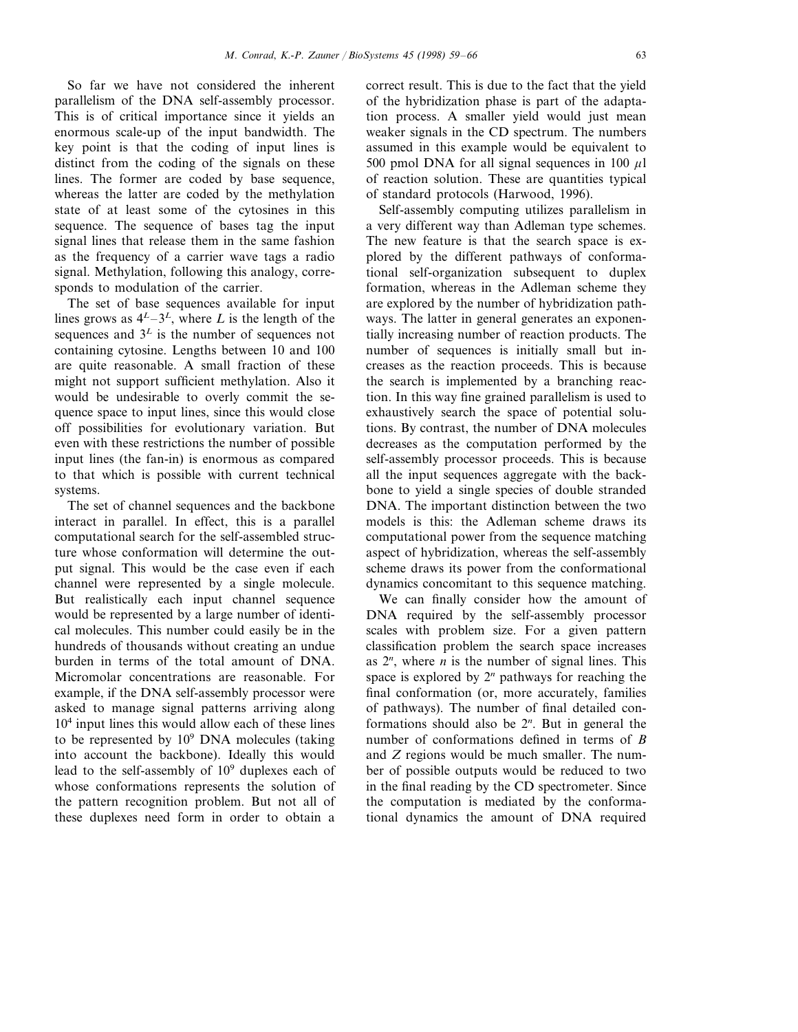So far we have not considered the inherent parallelism of the DNA self-assembly processor. This is of critical importance since it yields an enormous scale-up of the input bandwidth. The key point is that the coding of input lines is distinct from the coding of the signals on these lines. The former are coded by base sequence, whereas the latter are coded by the methylation state of at least some of the cytosines in this sequence. The sequence of bases tag the input signal lines that release them in the same fashion as the frequency of a carrier wave tags a radio signal. Methylation, following this analogy, corresponds to modulation of the carrier.

The set of base sequences available for input lines grows as $4^L - 3^L$, where $L$ is the length of the sequences and $3^L$ is the number of sequences not containing cytosine. Lengths between 10 and 100 are quite reasonable. A small fraction of these might not support sufficient methylation. Also it would be undesirable to overly commit the sequence space to input lines, since this would close off possibilities for evolutionary variation. But even with these restrictions the number of possible input lines (the fan-in) is enormous as compared to that which is possible with current technical systems.

The set of channel sequences and the backbone interact in parallel. In effect, this is a parallel computational search for the self-assembled structure whose conformation will determine the output signal. This would be the case even if each channel were represented by a single molecule. But realistically each input channel sequence would be represented by a large number of identical molecules. This number could easily be in the hundreds of thousands without creating an undue burden in terms of the total amount of DNA. Micromolar concentrations are reasonable. For example, if the DNA self-assembly processor were asked to manage signal patterns arriving along $10^4$ input lines this would allow each of these lines to be represented by $10^9$ DNA molecules (taking into account the backbone). Ideally this would lead to the self-assembly of $10^9$ duplexes each of whose conformations represents the solution of the pattern recognition problem. But not all of these duplexes need form in order to obtain a correct result. This is due to the fact that the yield of the hybridization phase is part of the adaptation process. A smaller yield would just mean weaker signals in the CD spectrum. The numbers assumed in this example would be equivalent to 500 pmol DNA for all signal sequences in 100 $\mu$l of reaction solution. These are quantities typical of standard protocols (Harwood, 1996).

Self-assembly computing utilizes parallelism in a very different way than Adleman type schemes. The new feature is that the search space is explored by the different pathways of conformational self-organization subsequent to duplex formation, whereas in the Adleman scheme they are explored by the number of hybridization pathways. The latter in general generates an exponentially increasing number of reaction products. The number of sequences is initially small but increases as the reaction proceeds. This is because the search is implemented by a branching reaction. In this way fine grained parallelism is used to exhaustively search the space of potential solutions. By contrast, the number of DNA molecules decreases as the computation performed by the self-assembly processor proceeds. This is because all the input sequences aggregate with the backbone to yield a single species of double stranded DNA. The important distinction between the two models is this: the Adleman scheme draws its computational power from the sequence matching aspect of hybridization, whereas the self-assembly scheme draws its power from the conformational dynamics concomitant to this sequence matching.

We can finally consider how the amount of DNA required by the self-assembly processor scales with problem size. For a given pattern classification problem the search space increases as $2^n$, where $n$ is the number of signal lines. This space is explored by $2^n$ pathways for reaching the final conformation (or, more accurately, families of pathways). The number of final detailed conformations should also be $2^n$. But in general the number of conformations defined in terms of $B$ and $Z$ regions would be much smaller. The number of possible outputs would be reduced to two in the final reading by the CD spectrometer. Since the computation is mediated by the conformational dynamics the amount of DNA required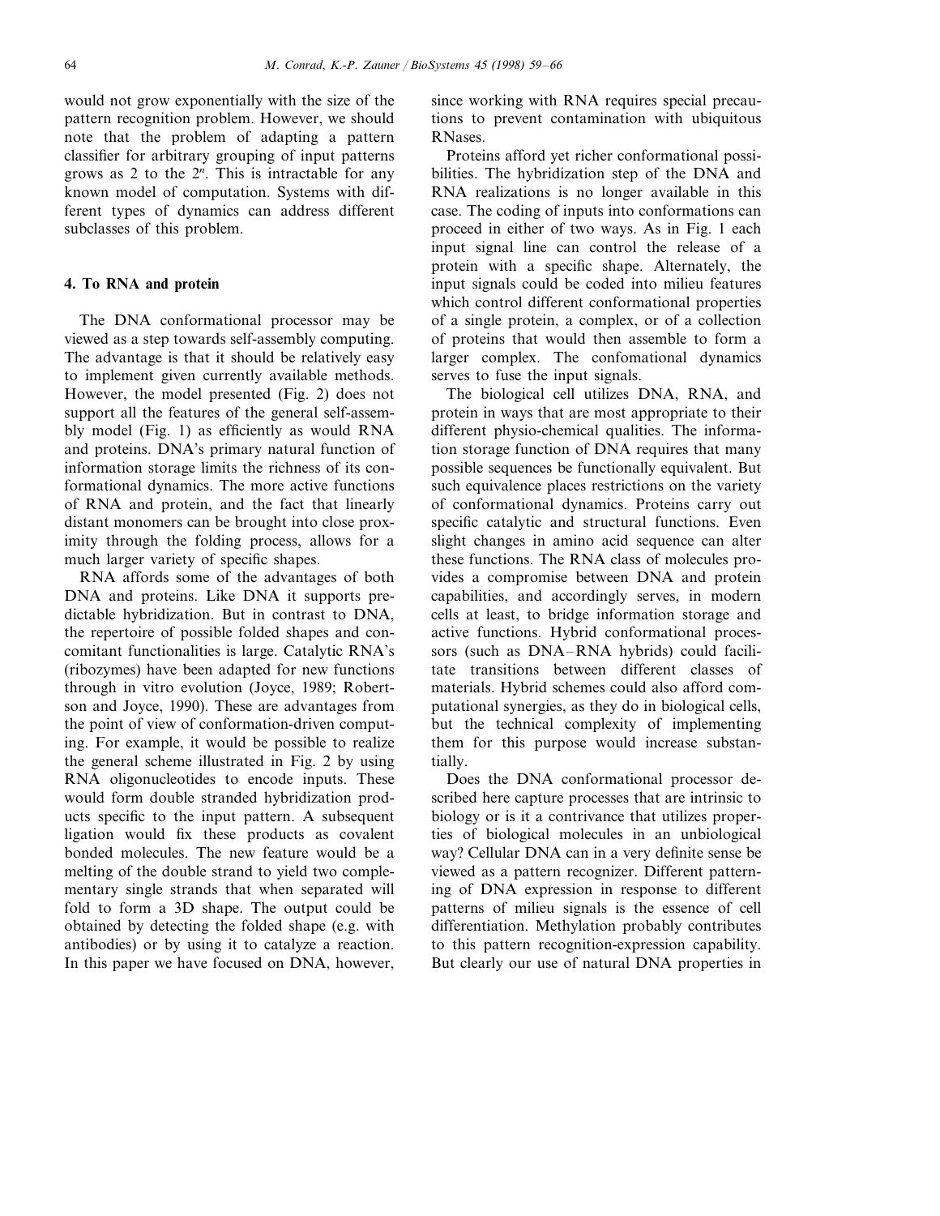would not grow exponentially with the size of the pattern recognition problem. However, we should note that the problem of adapting a pattern classifier for arbitrary grouping of input patterns grows as 2 to the $2^n$. This is intractable for any known model of computation. Systems with different types of dynamics can address different subclasses of this problem.

## 4. To RNA and protein

The DNA conformational processor may be viewed as a step towards self-assembly computing. The advantage is that it should be relatively easy to implement given currently available methods. However, the model presented (Fig. 2) does not support all the features of the general self-assembly model (Fig. 1) as efficiently as would RNA and proteins. DNA's primary natural function of information storage limits the richness of its conformational dynamics. The more active functions of RNA and protein, and the fact that linearly distant monomers can be brought into close proximity through the folding process, allows for a much larger variety of specific shapes.

RNA affords some of the advantages of both DNA and proteins. Like DNA it supports predictable hybridization. But in contrast to DNA, the repertoire of possible folded shapes and concomitant functionalities is large. Catalytic RNA's (ribozymes) have been adapted for new functions through in vitro evolution (Joyce, 1989; Robertson and Joyce, 1990). These are advantages from the point of view of conformation-driven computing. For example, it would be possible to realize the general scheme illustrated in Fig. 2 by using RNA oligonucleotides to encode inputs. These would form double stranded hybridization products specific to the input pattern. A subsequent ligation would fix these products as covalent bonded molecules. The new feature would be a melting of the double strand to yield two complementary single strands that when separated will fold to form a 3D shape. The output could be obtained by detecting the folded shape (e.g. with antibodies) or by using it to catalyze a reaction. In this paper we have focused on DNA, however, since working with RNA requires special precautions to prevent contamination with ubiquitous RNases.

Proteins afford yet richer conformational possibilities. The hybridization step of the DNA and RNA realizations is no longer available in this case. The coding of inputs into conformations can proceed in either of two ways. As in Fig. 1 each input signal line can control the release of a protein with a specific shape. Alternately, the input signals could be coded into milieu features which control different conformational properties of a single protein, a complex, or of a collection of proteins that would then assemble to form a larger complex. The confomational dynamics serves to fuse the input signals.

The biological cell utilizes DNA, RNA, and protein in ways that are most appropriate to their different physio-chemical qualities. The information storage function of DNA requires that many possible sequences be functionally equivalent. But such equivalence places restrictions on the variety of conformational dynamics. Proteins carry out specific catalytic and structural functions. Even slight changes in amino acid sequence can alter these functions. The RNA class of molecules provides a compromise between DNA and protein capabilities, and accordingly serves, in modern cells at least, to bridge information storage and active functions. Hybrid conformational processors (such as DNA–RNA hybrids) could facilitate transitions between different classes of materials. Hybrid schemes could also afford computational synergies, as they do in biological cells, but the technical complexity of implementing them for this purpose would increase substantially.

Does the DNA conformational processor described here capture processes that are intrinsic to biology or is it a contrivance that utilizes properties of biological molecules in an unbiological way? Cellular DNA can in a very definite sense be viewed as a pattern recognizer. Different patterning of DNA expression in response to different patterns of milieu signals is the essence of cell differentiation. Methylation probably contributes to this pattern recognition-expression capability. But clearly our use of natural DNA properties in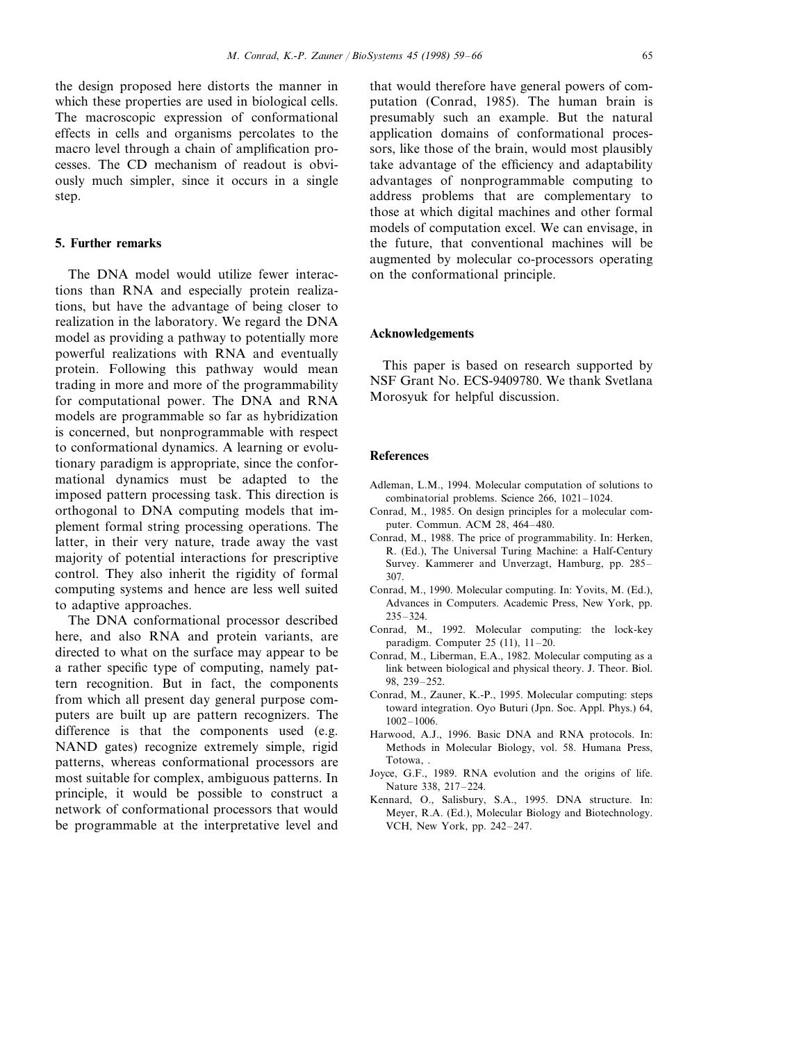the design proposed here distorts the manner in which these properties are used in biological cells. The macroscopic expression of conformational effects in cells and organisms percolates to the macro level through a chain of amplification processes. The CD mechanism of readout is obviously much simpler, since it occurs in a single step.

## 5. Further remarks

The DNA model would utilize fewer interactions than RNA and especially protein realizations, but have the advantage of being closer to realization in the laboratory. We regard the DNA model as providing a pathway to potentially more powerful realizations with RNA and eventually protein. Following this pathway would mean trading in more and more of the programmability for computational power. The DNA and RNA models are programmable so far as hybridization is concerned, but nonprogrammable with respect to conformational dynamics. A learning or evolutionary paradigm is appropriate, since the conformational dynamics must be adapted to the imposed pattern processing task. This direction is orthogonal to DNA computing models that implement formal string processing operations. The latter, in their very nature, trade away the vast majority of potential interactions for prescriptive control. They also inherit the rigidity of formal computing systems and hence are less well suited to adaptive approaches.

The DNA conformational processor described here, and also RNA and protein variants, are directed to what on the surface may appear to be a rather specific type of computing, namely pattern recognition. But in fact, the components from which all present day general purpose computers are built up are pattern recognizers. The difference is that the components used (e.g. NAND gates) recognize extremely simple, rigid patterns, whereas conformational processors are most suitable for complex, ambiguous patterns. In principle, it would be possible to construct a network of conformational processors that would be programmable at the interpretative level and that would therefore have general powers of computation (Conrad, 1985). The human brain is presumably such an example. But the natural application domains of conformational processors, like those of the brain, would most plausibly take advantage of the efficiency and adaptability advantages of nonprogrammable computing to address problems that are complementary to those at which digital machines and other formal models of computation excel. We can envisage, in the future, that conventional machines will be augmented by molecular co-processors operating on the conformational principle.

## Acknowledgements

This paper is based on research supported by NSF Grant No. ECS-9409780. We thank Svetlana Morosyuk for helpful discussion.

## References

Adleman, L.M., 1994. Molecular computation of solutions to combinatorial problems. Science 266, 1021–1024.

Conrad, M., 1985. On design principles for a molecular computer. Commun. ACM 28, 464–480.

Conrad, M., 1988. The price of programmability. In: Herken, R. (Ed.), The Universal Turing Machine: a Half-Century Survey. Kammerer and Unverzagt, Hamburg, pp. 285–307.

Conrad, M., 1990. Molecular computing. In: Yovits, M. (Ed.), Advances in Computers. Academic Press, New York, pp. 235–324.

Conrad, M., 1992. Molecular computing: the lock-key paradigm. Computer 25 (11), 11–20.

Conrad, M., Liberman, E.A., 1982. Molecular computing as a link between biological and physical theory. J. Theor. Biol. 98, 239–252.

Conrad, M., Zauner, K.-P., 1995. Molecular computing: steps toward integration. Oyo Buturi (Jpn. Soc. Appl. Phys.) 64, 1002–1006.

Harwood, A.J., 1996. Basic DNA and RNA protocols. In: Methods in Molecular Biology, vol. 58. Humana Press, Totowa, .

Joyce, G.F., 1989. RNA evolution and the origins of life. Nature 338, 217–224.

Kennard, O., Salisbury, S.A., 1995. DNA structure. In: Meyer, R.A. (Ed.), Molecular Biology and Biotechnology. VCH, New York, pp. 242–247.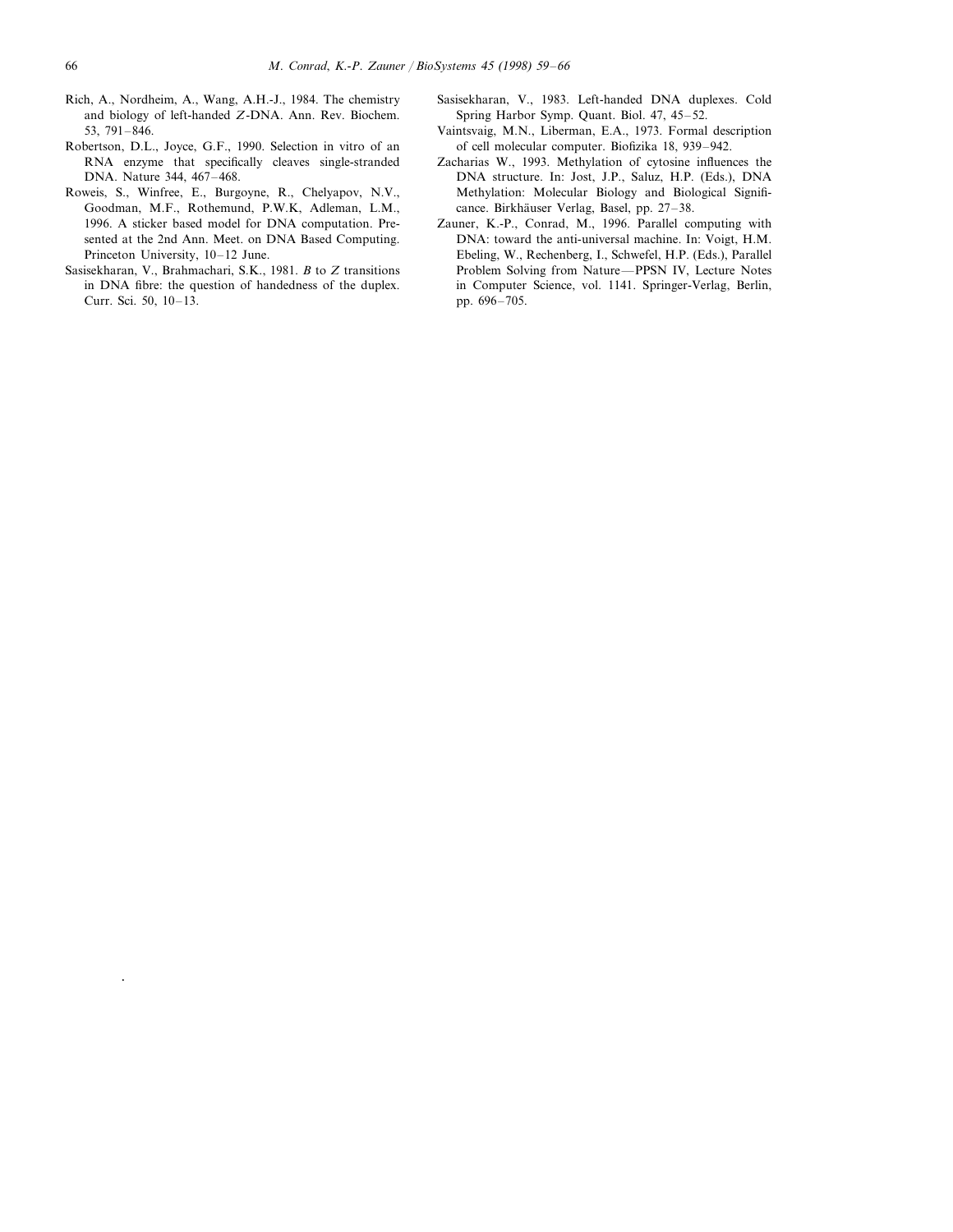Rich, A., Nordheim, A., Wang, A.H.-J., 1984. The chemistry and biology of left-handed *Z*-DNA. Ann. Rev. Biochem. 53, 791–846.

Robertson, D.L., Joyce, G.F., 1990. Selection in vitro of an RNA enzyme that specifically cleaves single-stranded DNA. Nature 344, 467–468.

Roweis, S., Winfree, E., Burgoyne, R., Chelyapov, N.V., Goodman, M.F., Rothemund, P.W.K, Adleman, L.M., 1996. A sticker based model for DNA computation. Presented at the 2nd Ann. Meet. on DNA Based Computing. Princeton University, 10–12 June.

Sasisekharan, V., Brahmachari, S.K., 1981. *B* to *Z* transitions in DNA fibre: the question of handedness of the duplex. Curr. Sci. 50, 10–13.

Sasisekharan, V., 1983. Left-handed DNA duplexes. Cold Spring Harbor Symp. Quant. Biol. 47, 45–52.

Vaintsvaig, M.N., Liberman, E.A., 1973. Formal description of cell molecular computer. Biofizika 18, 939–942.

Zacharias W., 1993. Methylation of cytosine influences the DNA structure. In: Jost, J.P., Saluz, H.P. (Eds.), DNA Methylation: Molecular Biology and Biological Significance. Birkhäuser Verlag, Basel, pp. 27–38.

Zauner, K.-P., Conrad, M., 1996. Parallel computing with DNA: toward the anti-universal machine. In: Voigt, H.M. Ebeling, W., Rechenberg, I., Schwefel, H.P. (Eds.), Parallel Problem Solving from Nature—PPSN IV, Lecture Notes in Computer Science, vol. 1141. Springer-Verlag, Berlin, pp. 696–705.